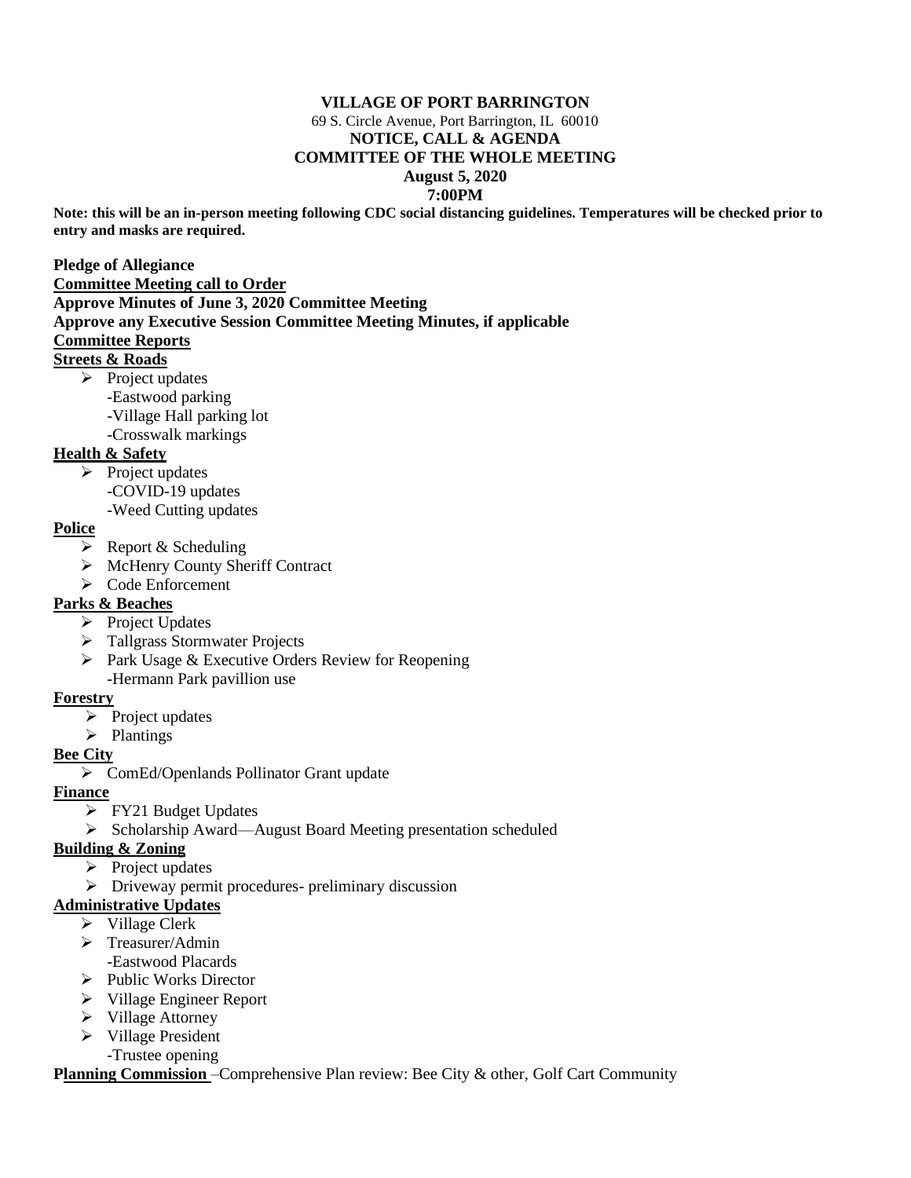**VILLAGE OF PORT BARRINGTON**

69 S. Circle Avenue, Port Barrington, IL 60010

**NOTICE, CALL & AGENDA**

**COMMITTEE OF THE WHOLE MEETING**

**August 5, 2020**

**7:00PM**

**Note: this will be an in-person meeting following CDC social distancing guidelines. Temperatures will be checked prior to entry and masks are required.**

**Pledge of Allegiance**

**Committee Meeting call to Order**

**Approve Minutes of June 3, 2020 Committee Meeting**

**Approve any Executive Session Committee Meeting Minutes, if applicable**

**Committee Reports**

**Streets & Roads**

- Project updates
  - -Eastwood parking
  - -Village Hall parking lot
  - -Crosswalk markings

**Health & Safety**

- Project updates
  - -COVID-19 updates
  - -Weed Cutting updates

**Police**

- Report & Scheduling
- McHenry County Sheriff Contract
- Code Enforcement

**Parks & Beaches**

- Project Updates
- Tallgrass Stormwater Projects
- Park Usage & Executive Orders Review for Reopening
  - -Hermann Park pavillion use

**Forestry**

- Project updates
- Plantings

**Bee City**

- ComEd/Openlands Pollinator Grant update

**Finance**

- FY21 Budget Updates
- Scholarship Award—August Board Meeting presentation scheduled

**Building & Zoning**

- Project updates
- Driveway permit procedures- preliminary discussion

**Administrative Updates**

- Village Clerk
- Treasurer/Admin
  - -Eastwood Placards
- Public Works Director
- Village Engineer Report
- Village Attorney
- Village President
  - -Trustee opening

**Planning Commission** –Comprehensive Plan review: Bee City & other, Golf Cart Community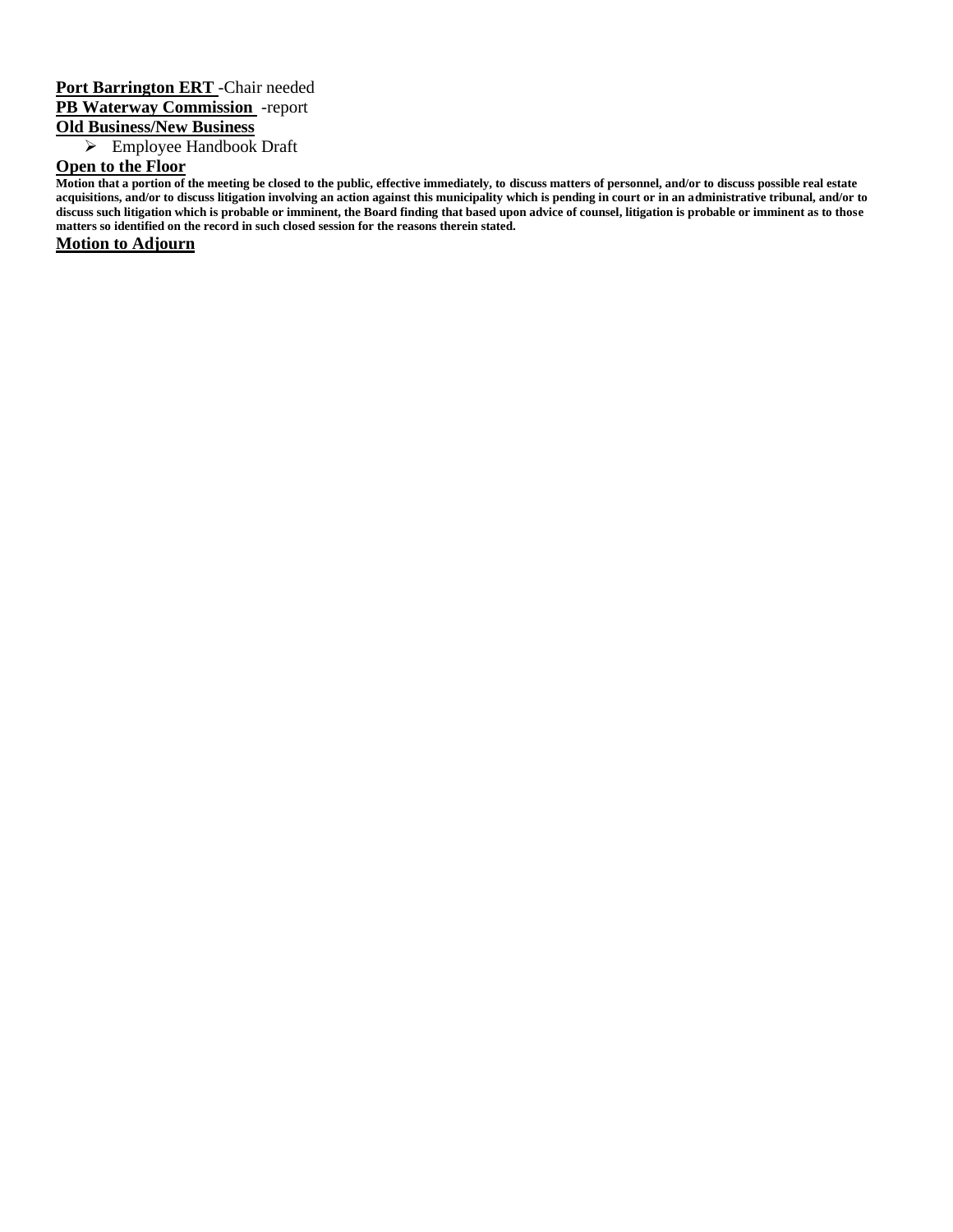**Port Barrington ERT** -Chair needed

**PB Waterway Commission** -report

**Old Business/New Business**

- Employee Handbook Draft

**Open to the Floor**

**Motion that a portion of the meeting be closed to the public, effective immediately, to discuss matters of personnel, and/or to discuss possible real estate acquisitions, and/or to discuss litigation involving an action against this municipality which is pending in court or in an administrative tribunal, and/or to discuss such litigation which is probable or imminent, the Board finding that based upon advice of counsel, litigation is probable or imminent as to those matters so identified on the record in such closed session for the reasons therein stated.**

**Motion to Adjourn**